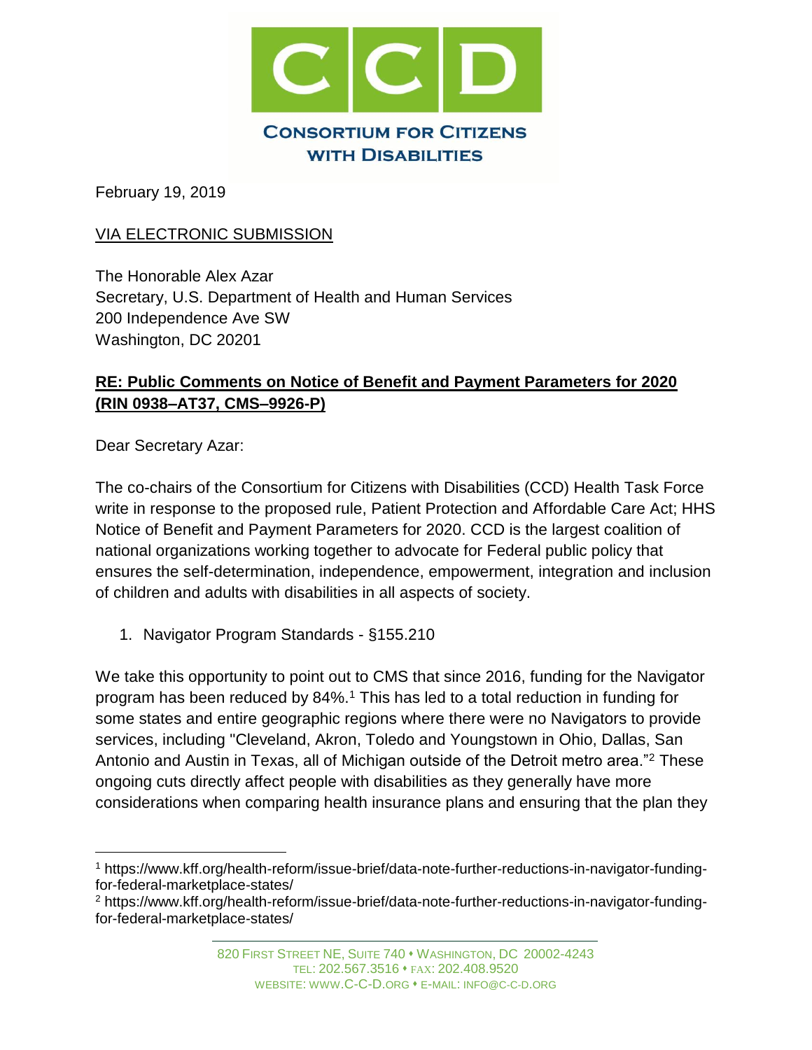# CCD

**CONSORTIUM FOR CITIZENS WITH DISABILITIES**

February 19, 2019

VIA ELECTRONIC SUBMISSION

The Honorable Alex Azar
Secretary, U.S. Department of Health and Human Services
200 Independence Ave SW
Washington, DC 20201

**RE: Public Comments on Notice of Benefit and Payment Parameters for 2020 (RIN 0938–AT37, CMS–9926-P)**

Dear Secretary Azar:

The co-chairs of the Consortium for Citizens with Disabilities (CCD) Health Task Force write in response to the proposed rule, Patient Protection and Affordable Care Act; HHS Notice of Benefit and Payment Parameters for 2020. CCD is the largest coalition of national organizations working together to advocate for Federal public policy that ensures the self-determination, independence, empowerment, integration and inclusion of children and adults with disabilities in all aspects of society.

1. Navigator Program Standards - §155.210

We take this opportunity to point out to CMS that since 2016, funding for the Navigator program has been reduced by 84%.[1] This has led to a total reduction in funding for some states and entire geographic regions where there were no Navigators to provide services, including "Cleveland, Akron, Toledo and Youngstown in Ohio, Dallas, San Antonio and Austin in Texas, all of Michigan outside of the Detroit metro area."[2] These ongoing cuts directly affect people with disabilities as they generally have more considerations when comparing health insurance plans and ensuring that the plan they

[1] https://www.kff.org/health-reform/issue-brief/data-note-further-reductions-in-navigator-funding-for-federal-marketplace-states/

[2] https://www.kff.org/health-reform/issue-brief/data-note-further-reductions-in-navigator-funding-for-federal-marketplace-states/

820 FIRST STREET NE, SUITE 740 • WASHINGTON, DC 20002-4243
TEL: 202.567.3516 • FAX: 202.408.9520
WEBSITE: WWW.C-C-D.ORG • E-MAIL: INFO@C-C-D.ORG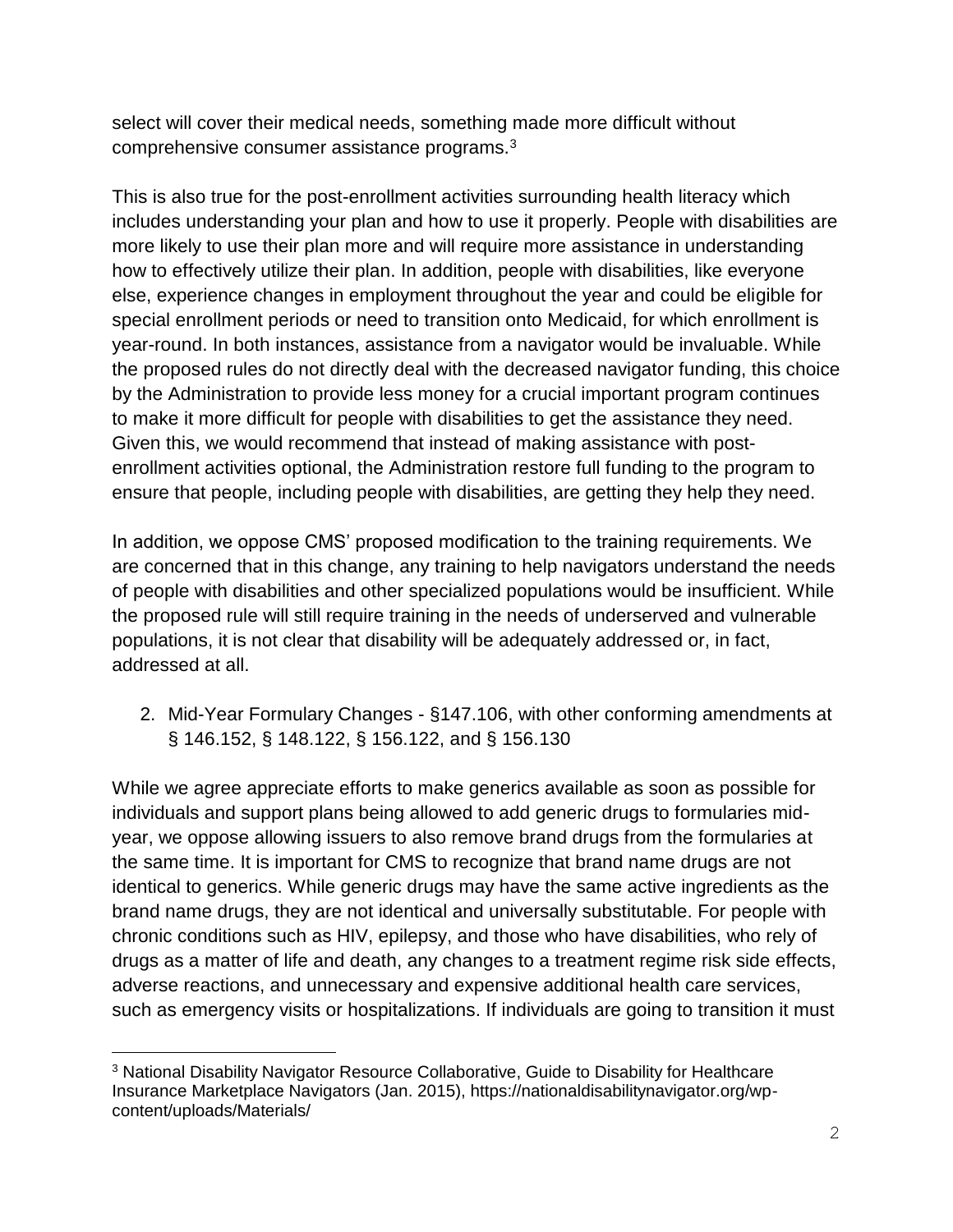select will cover their medical needs, something made more difficult without comprehensive consumer assistance programs.[3]

This is also true for the post-enrollment activities surrounding health literacy which includes understanding your plan and how to use it properly. People with disabilities are more likely to use their plan more and will require more assistance in understanding how to effectively utilize their plan. In addition, people with disabilities, like everyone else, experience changes in employment throughout the year and could be eligible for special enrollment periods or need to transition onto Medicaid, for which enrollment is year-round. In both instances, assistance from a navigator would be invaluable. While the proposed rules do not directly deal with the decreased navigator funding, this choice by the Administration to provide less money for a crucial important program continues to make it more difficult for people with disabilities to get the assistance they need. Given this, we would recommend that instead of making assistance with post-enrollment activities optional, the Administration restore full funding to the program to ensure that people, including people with disabilities, are getting they help they need.

In addition, we oppose CMS' proposed modification to the training requirements. We are concerned that in this change, any training to help navigators understand the needs of people with disabilities and other specialized populations would be insufficient. While the proposed rule will still require training in the needs of underserved and vulnerable populations, it is not clear that disability will be adequately addressed or, in fact, addressed at all.

2. Mid-Year Formulary Changes - §147.106, with other conforming amendments at § 146.152, § 148.122, § 156.122, and § 156.130

While we agree appreciate efforts to make generics available as soon as possible for individuals and support plans being allowed to add generic drugs to formularies mid-year, we oppose allowing issuers to also remove brand drugs from the formularies at the same time. It is important for CMS to recognize that brand name drugs are not identical to generics. While generic drugs may have the same active ingredients as the brand name drugs, they are not identical and universally substitutable. For people with chronic conditions such as HIV, epilepsy, and those who have disabilities, who rely of drugs as a matter of life and death, any changes to a treatment regime risk side effects, adverse reactions, and unnecessary and expensive additional health care services, such as emergency visits or hospitalizations. If individuals are going to transition it must

[3] National Disability Navigator Resource Collaborative, Guide to Disability for Healthcare Insurance Marketplace Navigators (Jan. 2015), https://nationaldisabilitynavigator.org/wp-content/uploads/Materials/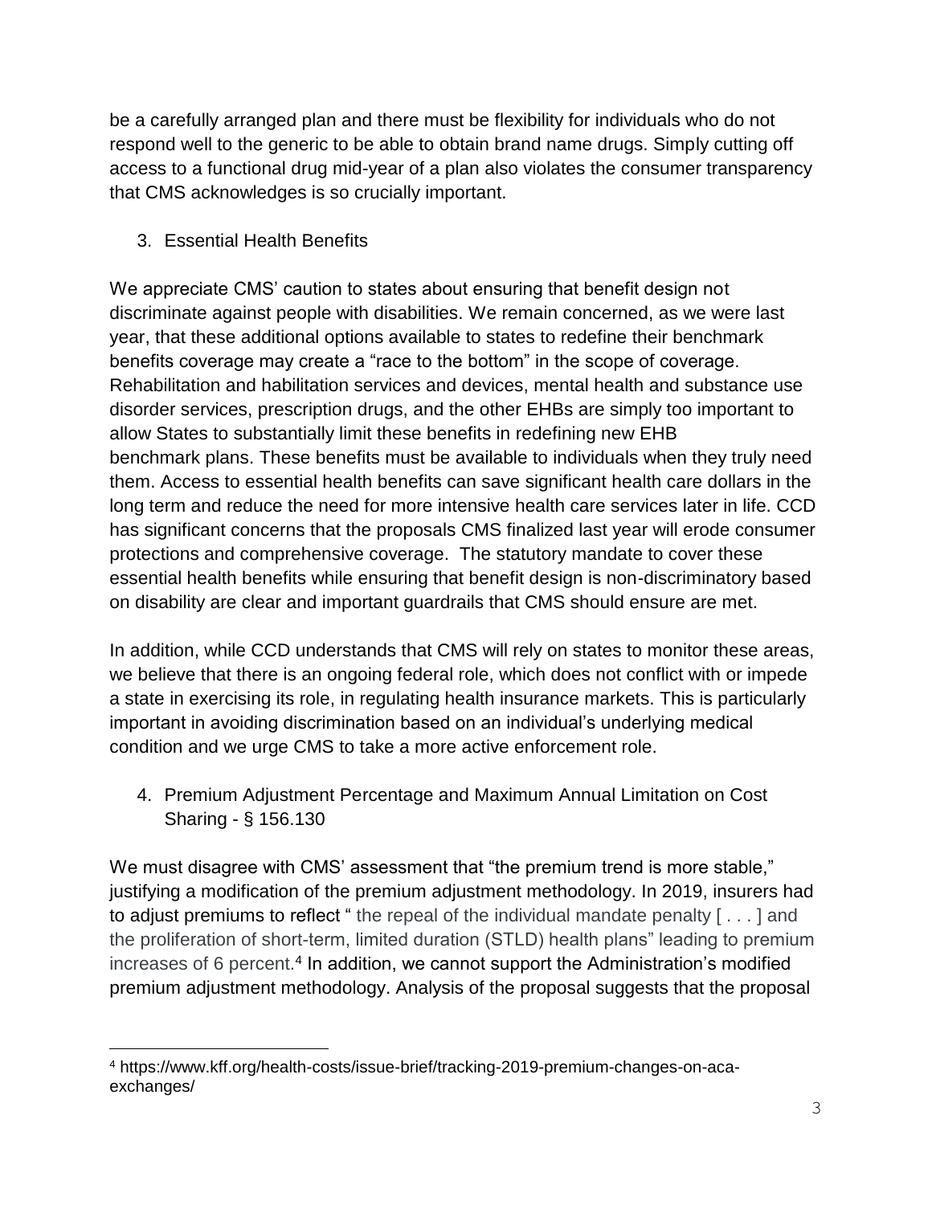be a carefully arranged plan and there must be flexibility for individuals who do not respond well to the generic to be able to obtain brand name drugs. Simply cutting off access to a functional drug mid-year of a plan also violates the consumer transparency that CMS acknowledges is so crucially important.

3. Essential Health Benefits

We appreciate CMS' caution to states about ensuring that benefit design not discriminate against people with disabilities. We remain concerned, as we were last year, that these additional options available to states to redefine their benchmark benefits coverage may create a "race to the bottom" in the scope of coverage. Rehabilitation and habilitation services and devices, mental health and substance use disorder services, prescription drugs, and the other EHBs are simply too important to allow States to substantially limit these benefits in redefining new EHB benchmark plans. These benefits must be available to individuals when they truly need them. Access to essential health benefits can save significant health care dollars in the long term and reduce the need for more intensive health care services later in life. CCD has significant concerns that the proposals CMS finalized last year will erode consumer protections and comprehensive coverage. The statutory mandate to cover these essential health benefits while ensuring that benefit design is non-discriminatory based on disability are clear and important guardrails that CMS should ensure are met.

In addition, while CCD understands that CMS will rely on states to monitor these areas, we believe that there is an ongoing federal role, which does not conflict with or impede a state in exercising its role, in regulating health insurance markets. This is particularly important in avoiding discrimination based on an individual's underlying medical condition and we urge CMS to take a more active enforcement role.

4. Premium Adjustment Percentage and Maximum Annual Limitation on Cost Sharing - § 156.130

We must disagree with CMS' assessment that "the premium trend is more stable," justifying a modification of the premium adjustment methodology. In 2019, insurers had to adjust premiums to reflect " the repeal of the individual mandate penalty [ . . . ] and the proliferation of short-term, limited duration (STLD) health plans" leading to premium increases of 6 percent.[4] In addition, we cannot support the Administration's modified premium adjustment methodology. Analysis of the proposal suggests that the proposal

[4] https://www.kff.org/health-costs/issue-brief/tracking-2019-premium-changes-on-aca-exchanges/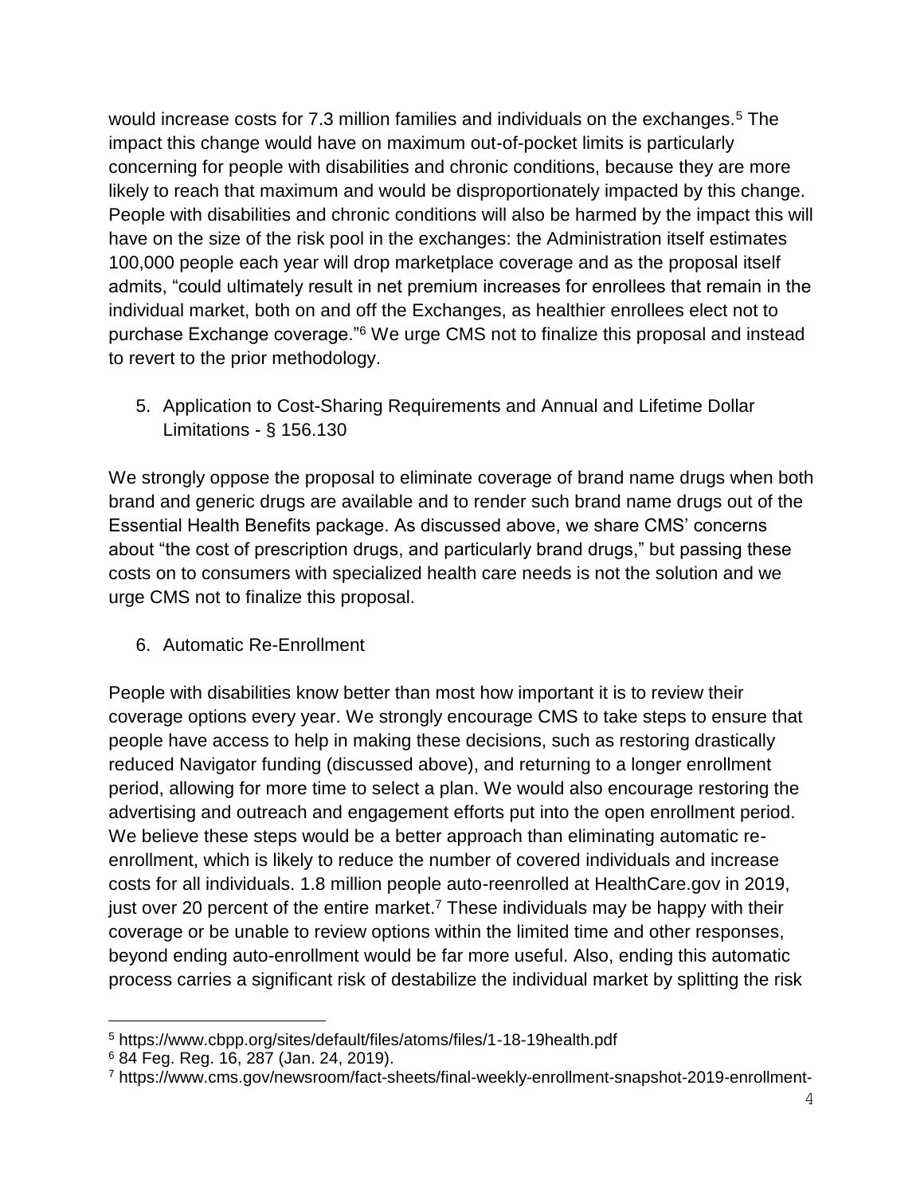would increase costs for 7.3 million families and individuals on the exchanges.[5] The impact this change would have on maximum out-of-pocket limits is particularly concerning for people with disabilities and chronic conditions, because they are more likely to reach that maximum and would be disproportionately impacted by this change. People with disabilities and chronic conditions will also be harmed by the impact this will have on the size of the risk pool in the exchanges: the Administration itself estimates 100,000 people each year will drop marketplace coverage and as the proposal itself admits, "could ultimately result in net premium increases for enrollees that remain in the individual market, both on and off the Exchanges, as healthier enrollees elect not to purchase Exchange coverage."[6] We urge CMS not to finalize this proposal and instead to revert to the prior methodology.

5. Application to Cost-Sharing Requirements and Annual and Lifetime Dollar Limitations - § 156.130

We strongly oppose the proposal to eliminate coverage of brand name drugs when both brand and generic drugs are available and to render such brand name drugs out of the Essential Health Benefits package. As discussed above, we share CMS' concerns about "the cost of prescription drugs, and particularly brand drugs," but passing these costs on to consumers with specialized health care needs is not the solution and we urge CMS not to finalize this proposal.

6. Automatic Re-Enrollment

People with disabilities know better than most how important it is to review their coverage options every year. We strongly encourage CMS to take steps to ensure that people have access to help in making these decisions, such as restoring drastically reduced Navigator funding (discussed above), and returning to a longer enrollment period, allowing for more time to select a plan. We would also encourage restoring the advertising and outreach and engagement efforts put into the open enrollment period. We believe these steps would be a better approach than eliminating automatic re-enrollment, which is likely to reduce the number of covered individuals and increase costs for all individuals. 1.8 million people auto-reenrolled at HealthCare.gov in 2019, just over 20 percent of the entire market.[7] These individuals may be happy with their coverage or be unable to review options within the limited time and other responses, beyond ending auto-enrollment would be far more useful. Also, ending this automatic process carries a significant risk of destabilize the individual market by splitting the risk

---

[5] https://www.cbpp.org/sites/default/files/atoms/files/1-18-19health.pdf

[6] 84 Feg. Reg. 16, 287 (Jan. 24, 2019).

[7] https://www.cms.gov/newsroom/fact-sheets/final-weekly-enrollment-snapshot-2019-enrollment-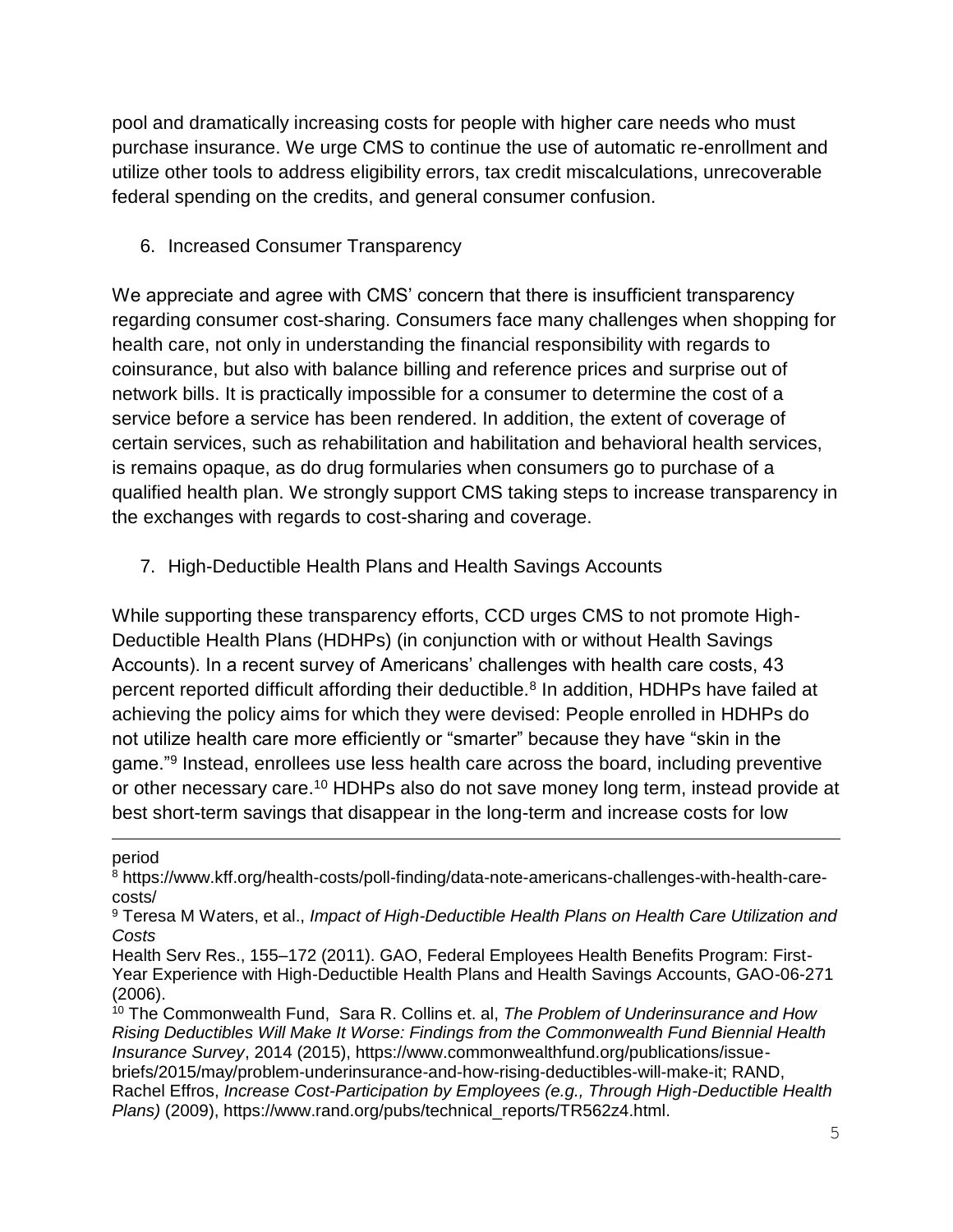pool and dramatically increasing costs for people with higher care needs who must purchase insurance. We urge CMS to continue the use of automatic re-enrollment and utilize other tools to address eligibility errors, tax credit miscalculations, unrecoverable federal spending on the credits, and general consumer confusion.

6. Increased Consumer Transparency

We appreciate and agree with CMS' concern that there is insufficient transparency regarding consumer cost-sharing. Consumers face many challenges when shopping for health care, not only in understanding the financial responsibility with regards to coinsurance, but also with balance billing and reference prices and surprise out of network bills. It is practically impossible for a consumer to determine the cost of a service before a service has been rendered. In addition, the extent of coverage of certain services, such as rehabilitation and habilitation and behavioral health services, is remains opaque, as do drug formularies when consumers go to purchase of a qualified health plan. We strongly support CMS taking steps to increase transparency in the exchanges with regards to cost-sharing and coverage.

7. High-Deductible Health Plans and Health Savings Accounts

While supporting these transparency efforts, CCD urges CMS to not promote High-Deductible Health Plans (HDHPs) (in conjunction with or without Health Savings Accounts). In a recent survey of Americans' challenges with health care costs, 43 percent reported difficult affording their deductible.[8] In addition, HDHPs have failed at achieving the policy aims for which they were devised: People enrolled in HDHPs do not utilize health care more efficiently or "smarter" because they have "skin in the game."[9] Instead, enrollees use less health care across the board, including preventive or other necessary care.[10] HDHPs also do not save money long term, instead provide at best short-term savings that disappear in the long-term and increase costs for low

---

period

[8] https://www.kff.org/health-costs/poll-finding/data-note-americans-challenges-with-health-care-costs/

[9] Teresa M Waters, et al., *Impact of High-Deductible Health Plans on Health Care Utilization and Costs*
Health Serv Res., 155–172 (2011). GAO, Federal Employees Health Benefits Program: First-Year Experience with High-Deductible Health Plans and Health Savings Accounts, GAO-06-271 (2006).

[10] The Commonwealth Fund, Sara R. Collins et. al, *The Problem of Underinsurance and How Rising Deductibles Will Make It Worse: Findings from the Commonwealth Fund Biennial Health Insurance Survey*, 2014 (2015), https://www.commonwealthfund.org/publications/issue-briefs/2015/may/problem-underinsurance-and-how-rising-deductibles-will-make-it; RAND, Rachel Effros, *Increase Cost-Participation by Employees (e.g., Through High-Deductible Health Plans)* (2009), https://www.rand.org/pubs/technical_reports/TR562z4.html.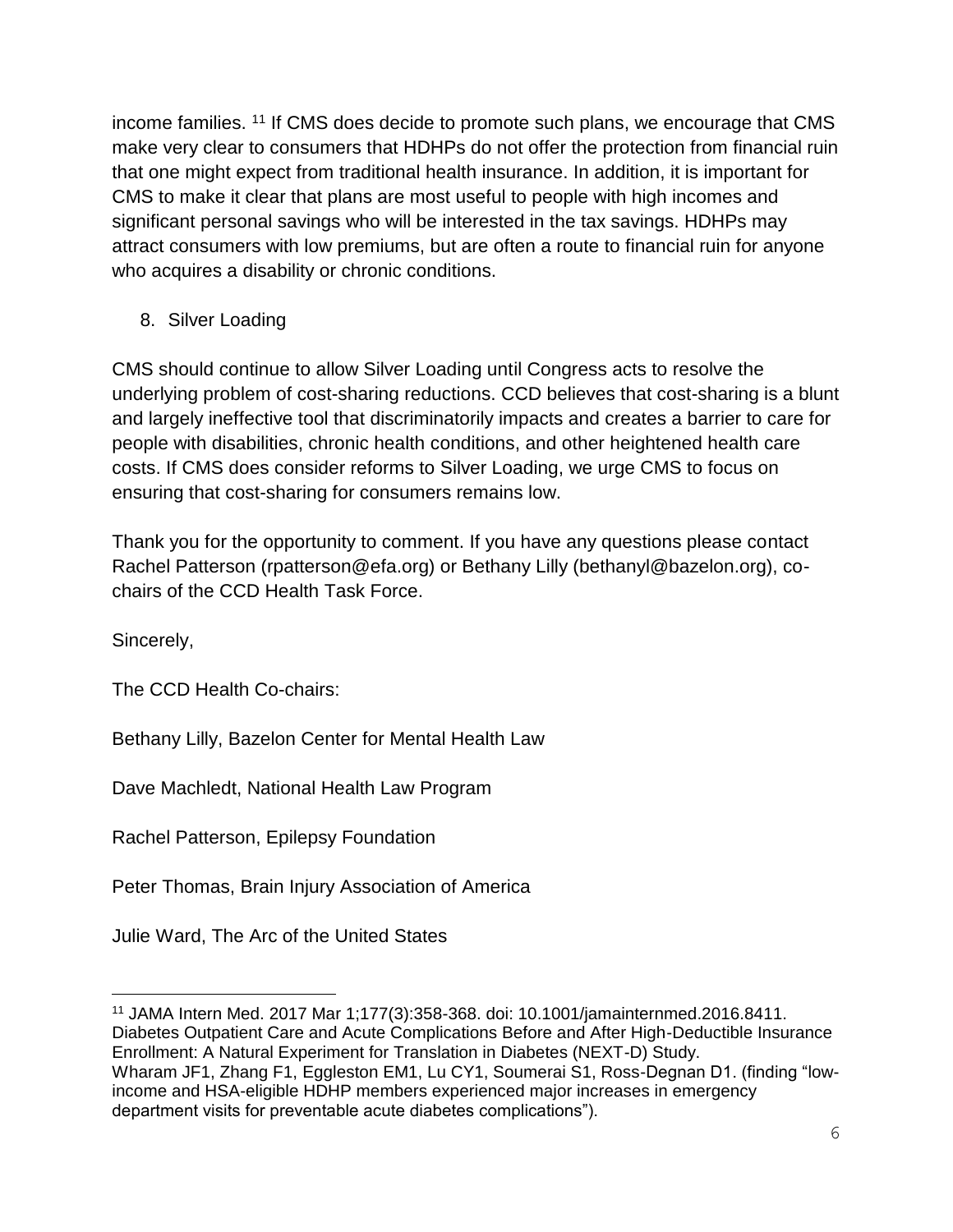income families. [11] If CMS does decide to promote such plans, we encourage that CMS make very clear to consumers that HDHPs do not offer the protection from financial ruin that one might expect from traditional health insurance. In addition, it is important for CMS to make it clear that plans are most useful to people with high incomes and significant personal savings who will be interested in the tax savings. HDHPs may attract consumers with low premiums, but are often a route to financial ruin for anyone who acquires a disability or chronic conditions.

8. Silver Loading

CMS should continue to allow Silver Loading until Congress acts to resolve the underlying problem of cost-sharing reductions. CCD believes that cost-sharing is a blunt and largely ineffective tool that discriminatorily impacts and creates a barrier to care for people with disabilities, chronic health conditions, and other heightened health care costs. If CMS does consider reforms to Silver Loading, we urge CMS to focus on ensuring that cost-sharing for consumers remains low.

Thank you for the opportunity to comment. If you have any questions please contact Rachel Patterson (rpatterson@efa.org) or Bethany Lilly (bethanyl@bazelon.org), co-chairs of the CCD Health Task Force.

Sincerely,

The CCD Health Co-chairs:

Bethany Lilly, Bazelon Center for Mental Health Law

Dave Machledt, National Health Law Program

Rachel Patterson, Epilepsy Foundation

Peter Thomas, Brain Injury Association of America

Julie Ward, The Arc of the United States

---

[11] JAMA Intern Med. 2017 Mar 1;177(3):358-368. doi: 10.1001/jamainternmed.2016.8411. Diabetes Outpatient Care and Acute Complications Before and After High-Deductible Insurance Enrollment: A Natural Experiment for Translation in Diabetes (NEXT-D) Study. Wharam JF1, Zhang F1, Eggleston EM1, Lu CY1, Soumerai S1, Ross-Degnan D1. (finding "low-income and HSA-eligible HDHP members experienced major increases in emergency department visits for preventable acute diabetes complications").